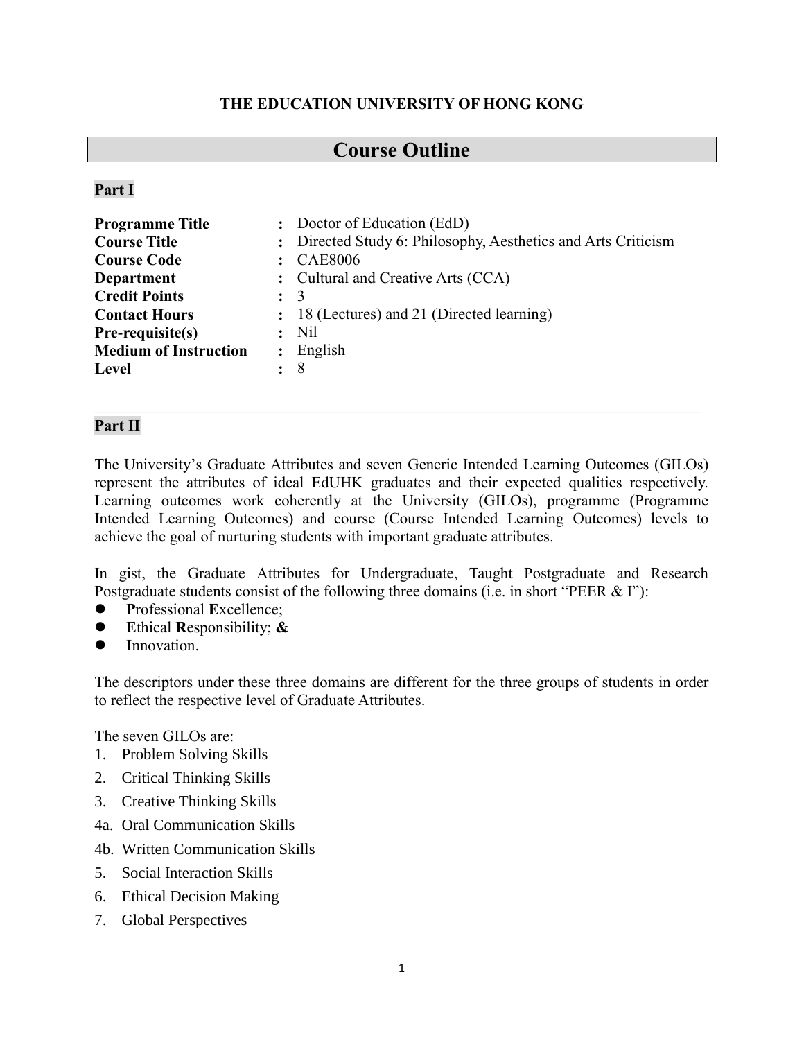**THE EDUCATION UNIVERSITY OF HONG KONG**

# Course Outline

## Part I

| | | |
|---|---|---|
| **Programme Title** | : | Doctor of Education (EdD) |
| **Course Title** | : | Directed Study 6: Philosophy, Aesthetics and Arts Criticism |
| **Course Code** | : | CAE8006 |
| **Department** | : | Cultural and Creative Arts (CCA) |
| **Credit Points** | : | 3 |
| **Contact Hours** | : | 18 (Lectures) and 21 (Directed learning) |
| **Pre-requisite(s)** | : | Nil |
| **Medium of Instruction** | : | English |
| **Level** | : | 8 |

---

## Part II

The University's Graduate Attributes and seven Generic Intended Learning Outcomes (GILOs) represent the attributes of ideal EdUHK graduates and their expected qualities respectively. Learning outcomes work coherently at the University (GILOs), programme (Programme Intended Learning Outcomes) and course (Course Intended Learning Outcomes) levels to achieve the goal of nurturing students with important graduate attributes.

In gist, the Graduate Attributes for Undergraduate, Taught Postgraduate and Research Postgraduate students consist of the following three domains (i.e. in short "PEER & I"):

- **P**rofessional **E**xcellence;
- **E**thical **R**esponsibility; **&**
- **I**nnovation.

The descriptors under these three domains are different for the three groups of students in order to reflect the respective level of Graduate Attributes.

The seven GILOs are:

1. Problem Solving Skills
2. Critical Thinking Skills
3. Creative Thinking Skills

4a. Oral Communication Skills

4b. Written Communication Skills

5. Social Interaction Skills
6. Ethical Decision Making
7. Global Perspectives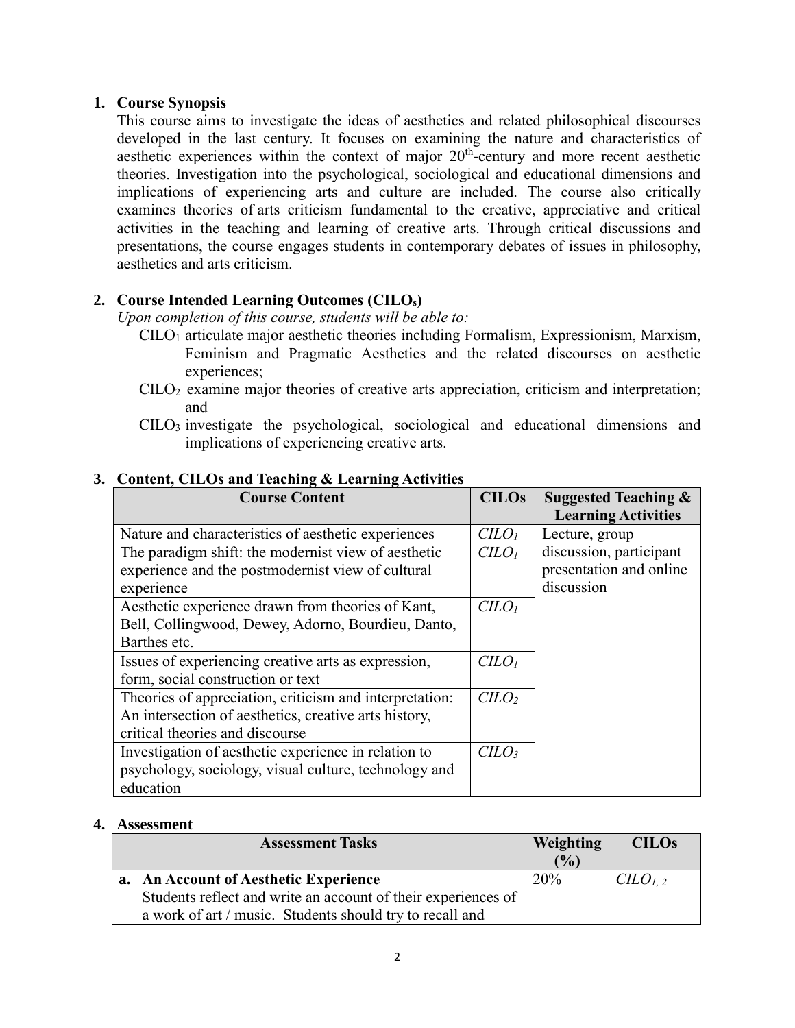## 1. Course Synopsis

This course aims to investigate the ideas of aesthetics and related philosophical discourses developed in the last century. It focuses on examining the nature and characteristics of aesthetic experiences within the context of major 20th-century and more recent aesthetic theories. Investigation into the psychological, sociological and educational dimensions and implications of experiencing arts and culture are included. The course also critically examines theories of arts criticism fundamental to the creative, appreciative and critical activities in the teaching and learning of creative arts. Through critical discussions and presentations, the course engages students in contemporary debates of issues in philosophy, aesthetics and arts criticism.

## 2. Course Intended Learning Outcomes ($CILO_s$)

*Upon completion of this course, students will be able to:*

- $CILO_1$ articulate major aesthetic theories including Formalism, Expressionism, Marxism, Feminism and Pragmatic Aesthetics and the related discourses on aesthetic experiences;
- $CILO_2$ examine major theories of creative arts appreciation, criticism and interpretation; and
- $CILO_3$ investigate the psychological, sociological and educational dimensions and implications of experiencing creative arts.

## 3. Content, CILOs and Teaching & Learning Activities

| Course Content | CILOs | Suggested Teaching & Learning Activities |
|---|---|---|
| Nature and characteristics of aesthetic experiences | $CILO_1$ | Lecture, group discussion, participant presentation and online discussion |
| The paradigm shift: the modernist view of aesthetic experience and the postmodernist view of cultural experience | $CILO_1$ | |
| Aesthetic experience drawn from theories of Kant, Bell, Collingwood, Dewey, Adorno, Bourdieu, Danto, Barthes etc. | $CILO_1$ | |
| Issues of experiencing creative arts as expression, form, social construction or text | $CILO_1$ | |
| Theories of appreciation, criticism and interpretation: An intersection of aesthetics, creative arts history, critical theories and discourse | $CILO_2$ | |
| Investigation of aesthetic experience in relation to psychology, sociology, visual culture, technology and education | $CILO_3$ | |

## 4. Assessment

| Assessment Tasks | Weighting (%) | CILOs |
|---|---|---|
| **a. An Account of Aesthetic Experience**<br>Students reflect and write an account of their experiences of a work of art / music. Students should try to recall and | 20% | $CILO_{1,2}$ |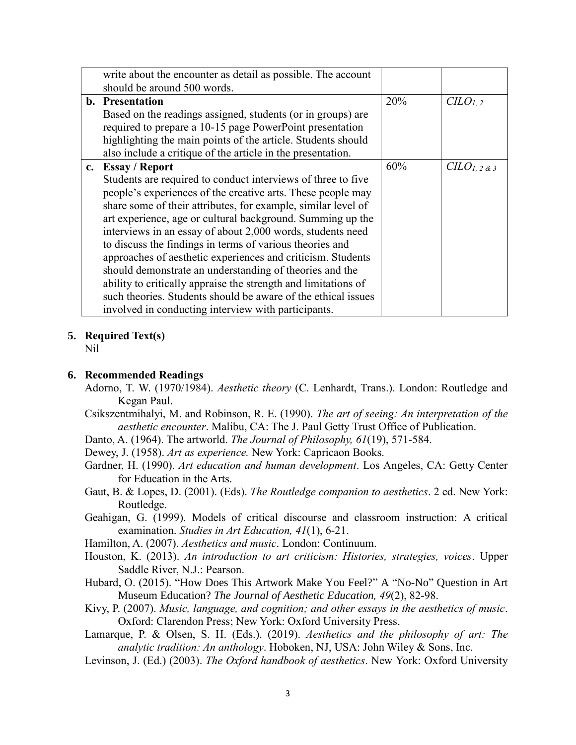|  |  |  |
|---|---|---|
| write about the encounter as detail as possible. The account should be around 500 words. | | |
| **b. Presentation**<br>Based on the readings assigned, students (or in groups) are required to prepare a 10-15 page PowerPoint presentation highlighting the main points of the article. Students should also include a critique of the article in the presentation. | 20% | $CILO_{1,2}$ |
| **c. Essay / Report**<br>Students are required to conduct interviews of three to five people's experiences of the creative arts. These people may share some of their attributes, for example, similar level of art experience, age or cultural background. Summing up the interviews in an essay of about 2,000 words, students need to discuss the findings in terms of various theories and approaches of aesthetic experiences and criticism. Students should demonstrate an understanding of theories and the ability to critically appraise the strength and limitations of such theories. Students should be aware of the ethical issues involved in conducting interview with participants. | 60% | $CILO_{1, 2 \& 3}$ |

## 5. Required Text(s)

Nil

## 6. Recommended Readings

Adorno, T. W. (1970/1984). *Aesthetic theory* (C. Lenhardt, Trans.). London: Routledge and Kegan Paul.

Csikszentmihalyi, M. and Robinson, R. E. (1990). *The art of seeing: An interpretation of the aesthetic encounter*. Malibu, CA: The J. Paul Getty Trust Office of Publication.

Danto, A. (1964). The artworld. *The Journal of Philosophy, 61*(19), 571-584.

Dewey, J. (1958). *Art as experience.* New York: Capricaon Books.

Gardner, H. (1990). *Art education and human development*. Los Angeles, CA: Getty Center for Education in the Arts.

Gaut, B. & Lopes, D. (2001). (Eds). *The Routledge companion to aesthetics*. 2 ed. New York: Routledge.

Geahigan, G. (1999). Models of critical discourse and classroom instruction: A critical examination. *Studies in Art Education, 41*(1), 6-21.

Hamilton, A. (2007). *Aesthetics and music*. London: Continuum.

Houston, K. (2013). *An introduction to art criticism: Histories, strategies, voices*. Upper Saddle River, N.J.: Pearson.

Hubard, O. (2015). "How Does This Artwork Make You Feel?" A "No-No" Question in Art Museum Education? *The Journal of Aesthetic Education, 49*(2), 82-98.

Kivy, P. (2007). *Music, language, and cognition; and other essays in the aesthetics of music*. Oxford: Clarendon Press; New York: Oxford University Press.

Lamarque, P. & Olsen, S. H. (Eds.). (2019). *Aesthetics and the philosophy of art: The analytic tradition: An anthology*. Hoboken, NJ, USA: John Wiley & Sons, Inc.

Levinson, J. (Ed.) (2003). *The Oxford handbook of aesthetics*. New York: Oxford University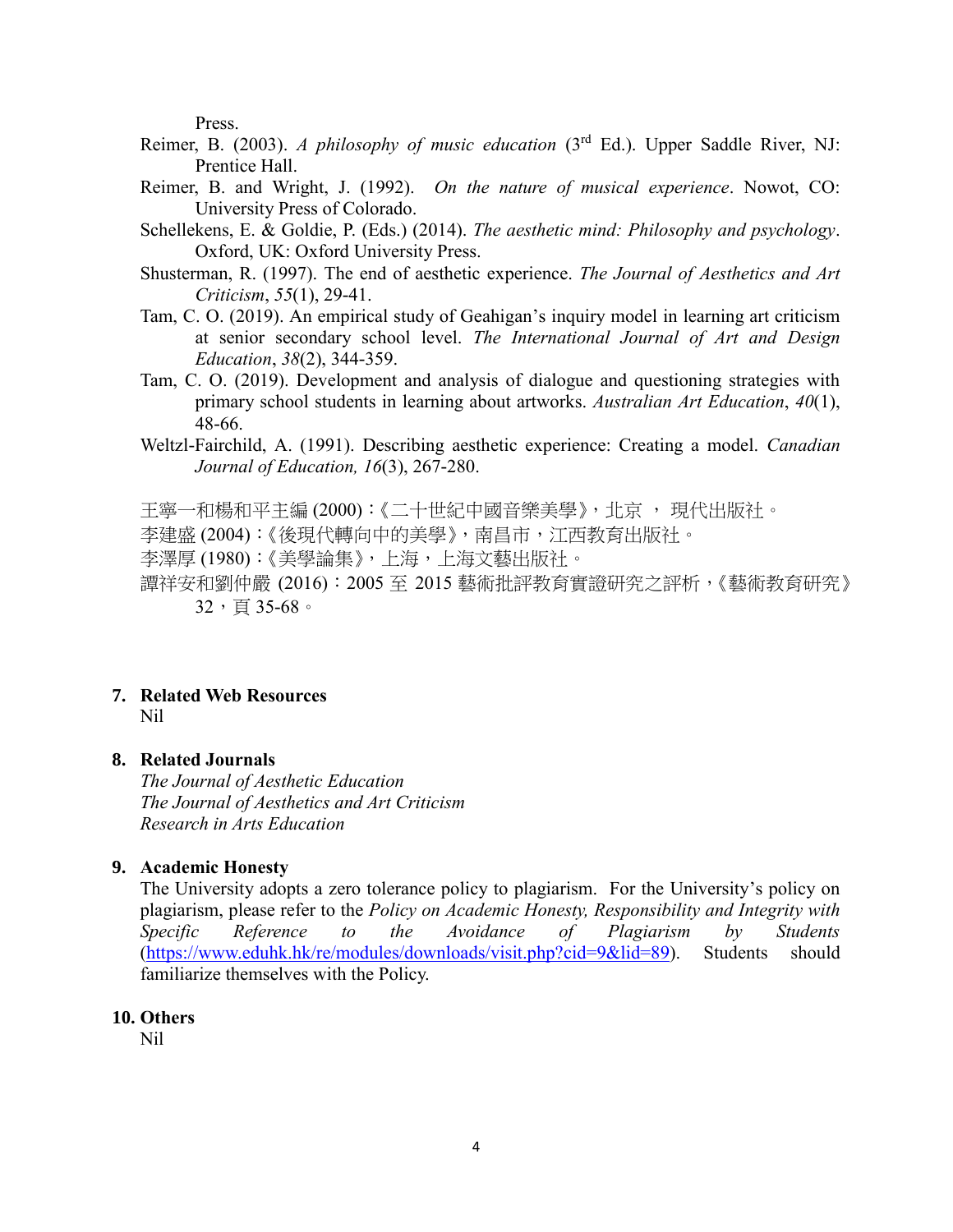Press.

Reimer, B. (2003). *A philosophy of music education* (3rd Ed.). Upper Saddle River, NJ: Prentice Hall.

Reimer, B. and Wright, J. (1992). *On the nature of musical experience*. Nowot, CO: University Press of Colorado.

Schellekens, E. & Goldie, P. (Eds.) (2014). *The aesthetic mind: Philosophy and psychology*. Oxford, UK: Oxford University Press.

Shusterman, R. (1997). The end of aesthetic experience. *The Journal of Aesthetics and Art Criticism*, *55*(1), 29-41.

Tam, C. O. (2019). An empirical study of Geahigan's inquiry model in learning art criticism at senior secondary school level. *The International Journal of Art and Design Education*, *38*(2), 344-359.

Tam, C. O. (2019). Development and analysis of dialogue and questioning strategies with primary school students in learning about artworks. *Australian Art Education*, *40*(1), 48-66.

Weltzl-Fairchild, A. (1991). Describing aesthetic experience: Creating a model. *Canadian Journal of Education, 16*(3), 267-280.

王寧一和楊和平主編 (2000)：《二十世紀中國音樂美學》，北京 ， 現代出版社。

李建盛 (2004)：《後現代轉向中的美學》，南昌市，江西教育出版社。

李澤厚 (1980)：《美學論集》，上海，上海文藝出版社。

譚祥安和劉仲嚴 (2016)：2005 至 2015 藝術批評教育實證研究之評析，《藝術教育研究》32，頁 35-68。

## 7. Related Web Resources

Nil

## 8. Related Journals

*The Journal of Aesthetic Education*
*The Journal of Aesthetics and Art Criticism*
*Research in Arts Education*

## 9. Academic Honesty

The University adopts a zero tolerance policy to plagiarism. For the University's policy on plagiarism, please refer to the *Policy on Academic Honesty, Responsibility and Integrity with Specific Reference to the Avoidance of Plagiarism by Students* (https://www.eduhk.hk/re/modules/downloads/visit.php?cid=9&lid=89). Students should familiarize themselves with the Policy.

## 10. Others

Nil